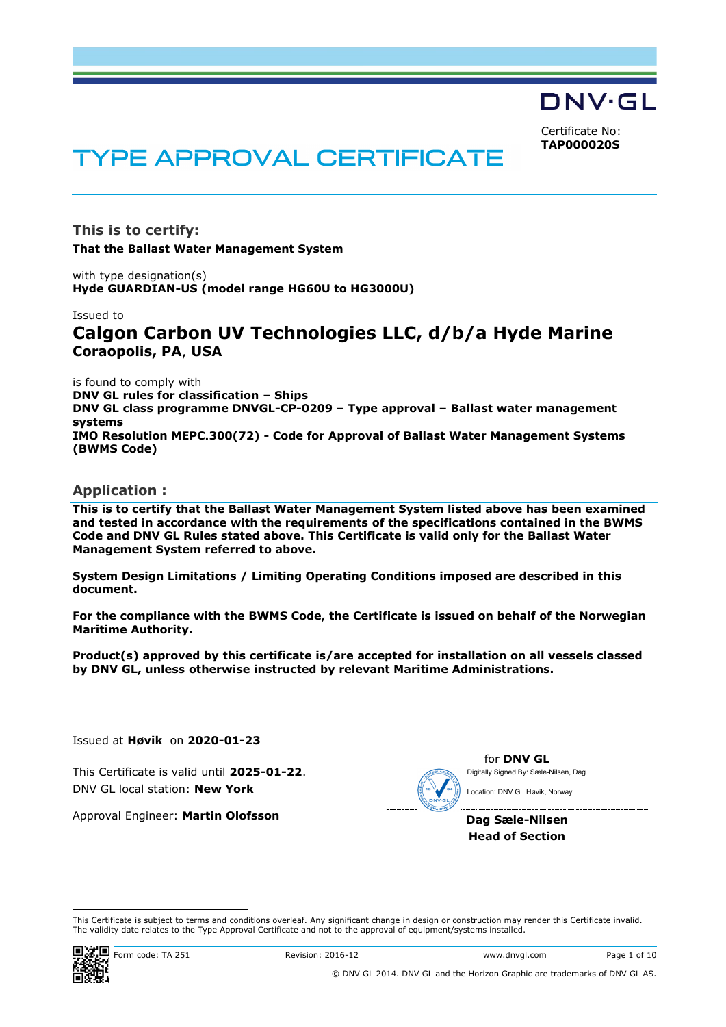DNV·GL

Certificate No:
**TAP000020S**

# TYPE APPROVAL CERTIFICATE

## This is to certify:

**That the Ballast Water Management System**

with type designation(s)
**Hyde GUARDIAN-US (model range HG60U to HG3000U)**

Issued to
## Calgon Carbon UV Technologies LLC, d/b/a Hyde Marine
**Coraopolis, PA, USA**

is found to comply with
**DNV GL rules for classification – Ships**
**DNV GL class programme DNVGL-CP-0209 – Type approval – Ballast water management systems**
**IMO Resolution MEPC.300(72) - Code for Approval of Ballast Water Management Systems (BWMS Code)**

## Application :

**This is to certify that the Ballast Water Management System listed above has been examined and tested in accordance with the requirements of the specifications contained in the BWMS Code and DNV GL Rules stated above. This Certificate is valid only for the Ballast Water Management System referred to above.**

**System Design Limitations / Limiting Operating Conditions imposed are described in this document.**

**For the compliance with the BWMS Code, the Certificate is issued on behalf of the Norwegian Maritime Authority.**

**Product(s) approved by this certificate is/are accepted for installation on all vessels classed by DNV GL, unless otherwise instructed by relevant Maritime Administrations.**

Issued at **Høvik** on **2020-01-23**

This Certificate is valid until **2025-01-22**.
DNV GL local station: **New York**

Approval Engineer: **Martin Olofsson**

for **DNV GL**
Digitally Signed By: Sæle-Nilsen, Dag
Location: DNV GL Høvik, Norway

**Dag Sæle-Nilsen**
**Head of Section**

This Certificate is subject to terms and conditions overleaf. Any significant change in design or construction may render this Certificate invalid.
The validity date relates to the Type Approval Certificate and not to the approval of equipment/systems installed.

Form code: TA 251 Revision: 2016-12 www.dnvgl.com

© DNV GL 2014. DNV GL and the Horizon Graphic are trademarks of DNV GL AS.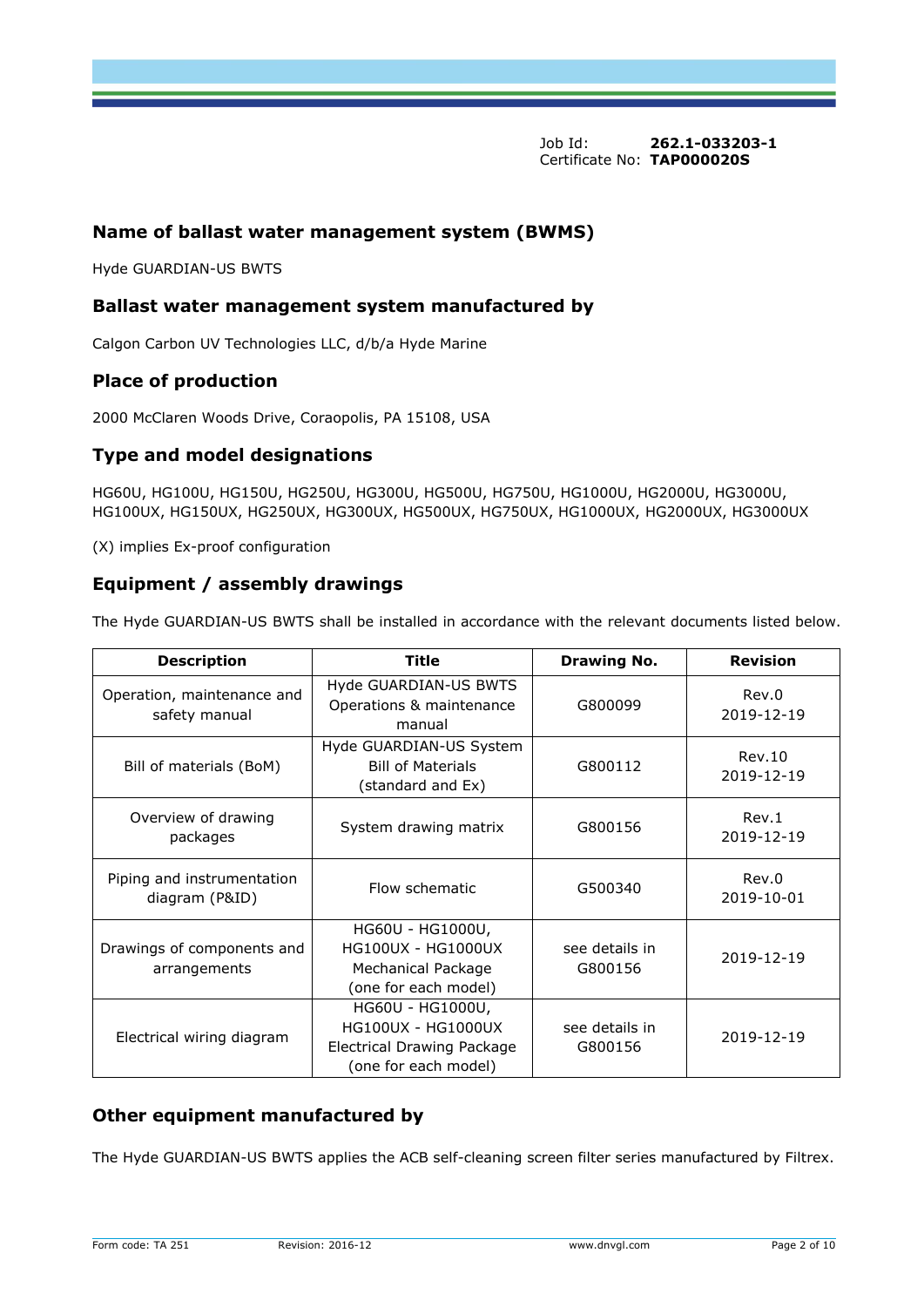Job Id: **262.1-033203-1**
Certificate No: **TAP000020S**

## Name of ballast water management system (BWMS)

Hyde GUARDIAN-US BWTS

## Ballast water management system manufactured by

Calgon Carbon UV Technologies LLC, d/b/a Hyde Marine

## Place of production

2000 McClaren Woods Drive, Coraopolis, PA 15108, USA

## Type and model designations

HG60U, HG100U, HG150U, HG250U, HG300U, HG500U, HG750U, HG1000U, HG2000U, HG3000U, HG100UX, HG150UX, HG250UX, HG300UX, HG500UX, HG750UX, HG1000UX, HG2000UX, HG3000UX

(X) implies Ex-proof configuration

## Equipment / assembly drawings

The Hyde GUARDIAN-US BWTS shall be installed in accordance with the relevant documents listed below.

| Description | Title | Drawing No. | Revision |
|---|---|---|---|
| Operation, maintenance and safety manual | Hyde GUARDIAN-US BWTS Operations & maintenance manual | G800099 | Rev.0 2019-12-19 |
| Bill of materials (BoM) | Hyde GUARDIAN-US System Bill of Materials (standard and Ex) | G800112 | Rev.10 2019-12-19 |
| Overview of drawing packages | System drawing matrix | G800156 | Rev.1 2019-12-19 |
| Piping and instrumentation diagram (P&ID) | Flow schematic | G500340 | Rev.0 2019-10-01 |
| Drawings of components and arrangements | HG60U - HG1000U, HG100UX - HG1000UX Mechanical Package (one for each model) | see details in G800156 | 2019-12-19 |
| Electrical wiring diagram | HG60U - HG1000U, HG100UX - HG1000UX Electrical Drawing Package (one for each model) | see details in G800156 | 2019-12-19 |

## Other equipment manufactured by

The Hyde GUARDIAN-US BWTS applies the ACB self-cleaning screen filter series manufactured by Filtrex.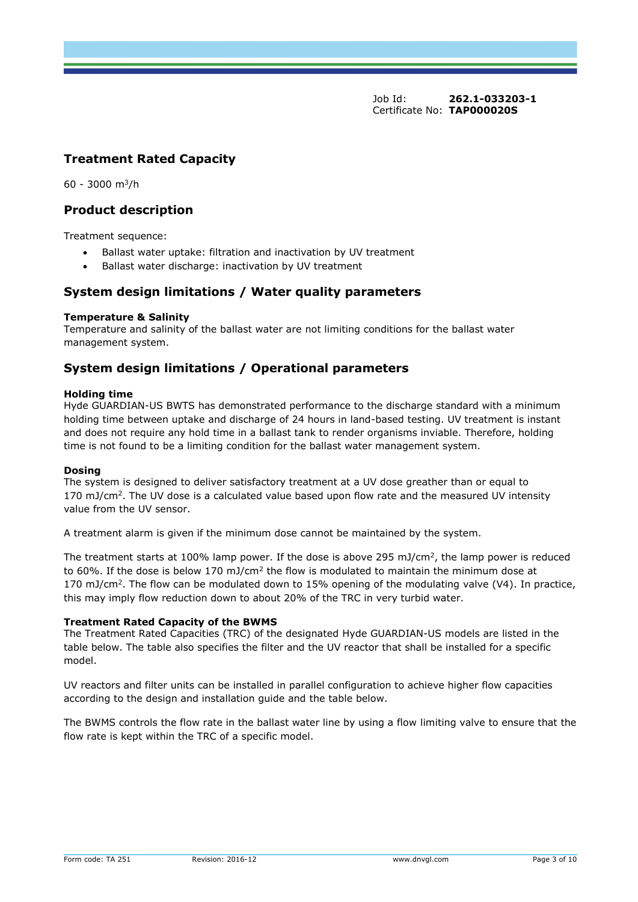Job Id: **262.1-033203-1**
Certificate No: **TAP000020S**

## Treatment Rated Capacity

60 - 3000 $m^3/h$

## Product description

Treatment sequence:

- Ballast water uptake: filtration and inactivation by UV treatment
- Ballast water discharge: inactivation by UV treatment

## System design limitations / Water quality parameters

**Temperature & Salinity**
Temperature and salinity of the ballast water are not limiting conditions for the ballast water management system.

## System design limitations / Operational parameters

**Holding time**
Hyde GUARDIAN-US BWTS has demonstrated performance to the discharge standard with a minimum holding time between uptake and discharge of 24 hours in land-based testing. UV treatment is instant and does not require any hold time in a ballast tank to render organisms inviable. Therefore, holding time is not found to be a limiting condition for the ballast water management system.

**Dosing**
The system is designed to deliver satisfactory treatment at a UV dose greather than or equal to 170 $mJ/cm^2$. The UV dose is a calculated value based upon flow rate and the measured UV intensity value from the UV sensor.

A treatment alarm is given if the minimum dose cannot be maintained by the system.

The treatment starts at 100% lamp power. If the dose is above 295 $mJ/cm^2$, the lamp power is reduced to 60%. If the dose is below 170 $mJ/cm^2$ the flow is modulated to maintain the minimum dose at 170 $mJ/cm^2$. The flow can be modulated down to 15% opening of the modulating valve (V4). In practice, this may imply flow reduction down to about 20% of the TRC in very turbid water.

**Treatment Rated Capacity of the BWMS**
The Treatment Rated Capacities (TRC) of the designated Hyde GUARDIAN-US models are listed in the table below. The table also specifies the filter and the UV reactor that shall be installed for a specific model.

UV reactors and filter units can be installed in parallel configuration to achieve higher flow capacities according to the design and installation guide and the table below.

The BWMS controls the flow rate in the ballast water line by using a flow limiting valve to ensure that the flow rate is kept within the TRC of a specific model.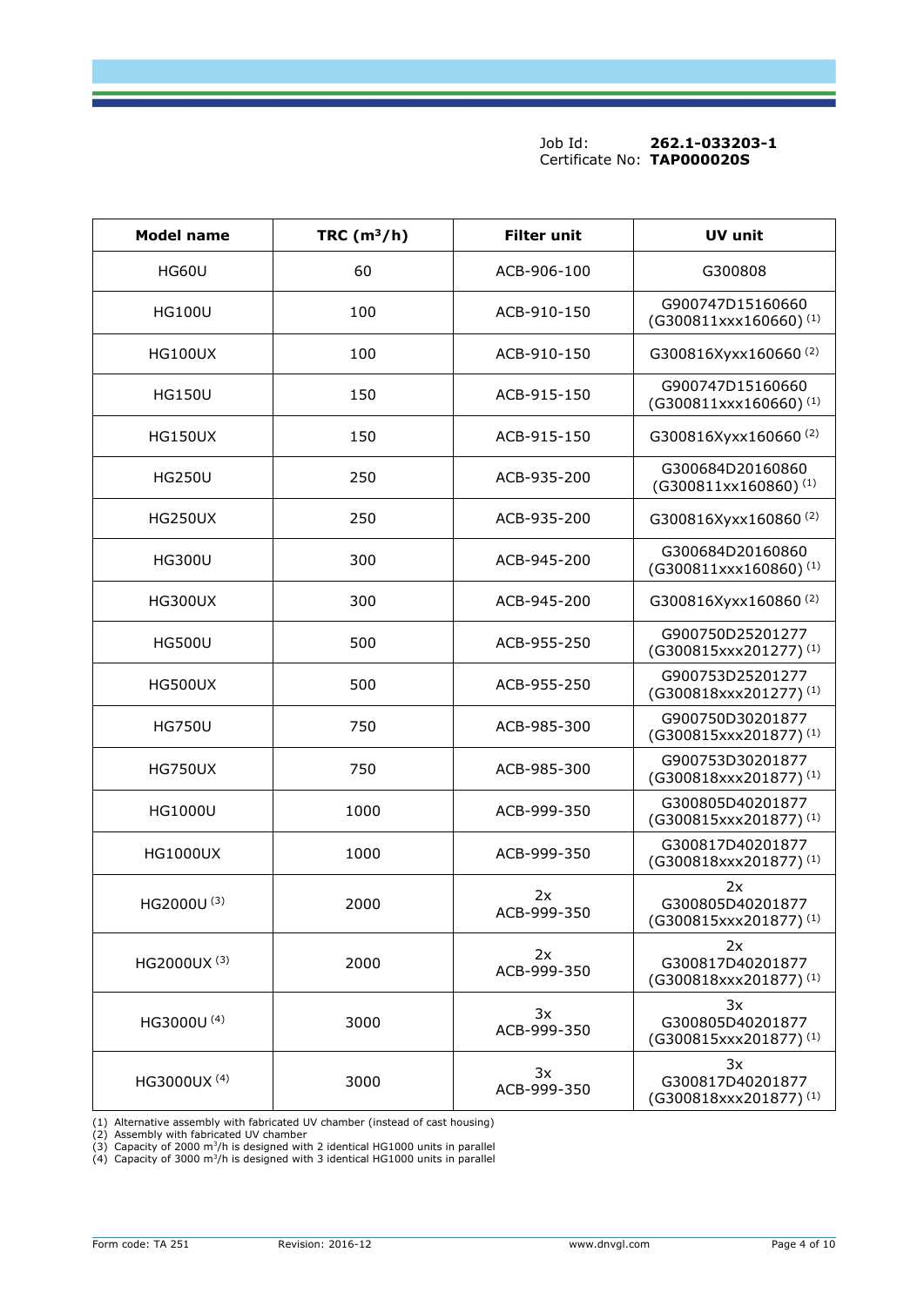Job Id: **262.1-033203-1**
Certificate No: **TAP000020S**

| Model name | TRC ($m^3/h$) | Filter unit | UV unit |
|---|---|---|---|
| HG60U | 60 | ACB-906-100 | G300808 |
| HG100U | 100 | ACB-910-150 | G900747D15160660 (G300811xxx160660) (1) |
| HG100UX | 100 | ACB-910-150 | G300816Xyxx160660 (2) |
| HG150U | 150 | ACB-915-150 | G900747D15160660 (G300811xxx160660) (1) |
| HG150UX | 150 | ACB-915-150 | G300816Xyxx160660 (2) |
| HG250U | 250 | ACB-935-200 | G300684D20160860 (G300811xx160860) (1) |
| HG250UX | 250 | ACB-935-200 | G300816Xyxx160860 (2) |
| HG300U | 300 | ACB-945-200 | G300684D20160860 (G300811xxx160860) (1) |
| HG300UX | 300 | ACB-945-200 | G300816Xyxx160860 (2) |
| HG500U | 500 | ACB-955-250 | G900750D25201277 (G300815xxx201277) (1) |
| HG500UX | 500 | ACB-955-250 | G900753D25201277 (G300818xxx201277) (1) |
| HG750U | 750 | ACB-985-300 | G900750D30201877 (G300815xxx201877) (1) |
| HG750UX | 750 | ACB-985-300 | G900753D30201877 (G300818xxx201877) (1) |
| HG1000U | 1000 | ACB-999-350 | G300805D40201877 (G300815xxx201877) (1) |
| HG1000UX | 1000 | ACB-999-350 | G300817D40201877 (G300818xxx201877) (1) |
| HG2000U (3) | 2000 | 2x ACB-999-350 | 2x G300805D40201877 (G300815xxx201877) (1) |
| HG2000UX (3) | 2000 | 2x ACB-999-350 | 2x G300817D40201877 (G300818xxx201877) (1) |
| HG3000U (4) | 3000 | 3x ACB-999-350 | 3x G300805D40201877 (G300815xxx201877) (1) |
| HG3000UX (4) | 3000 | 3x ACB-999-350 | 3x G300817D40201877 (G300818xxx201877) (1) |

(1) Alternative assembly with fabricated UV chamber (instead of cast housing)
(2) Assembly with fabricated UV chamber
(3) Capacity of 2000 $m^3/h$ is designed with 2 identical HG1000 units in parallel
(4) Capacity of 3000 $m^3/h$ is designed with 3 identical HG1000 units in parallel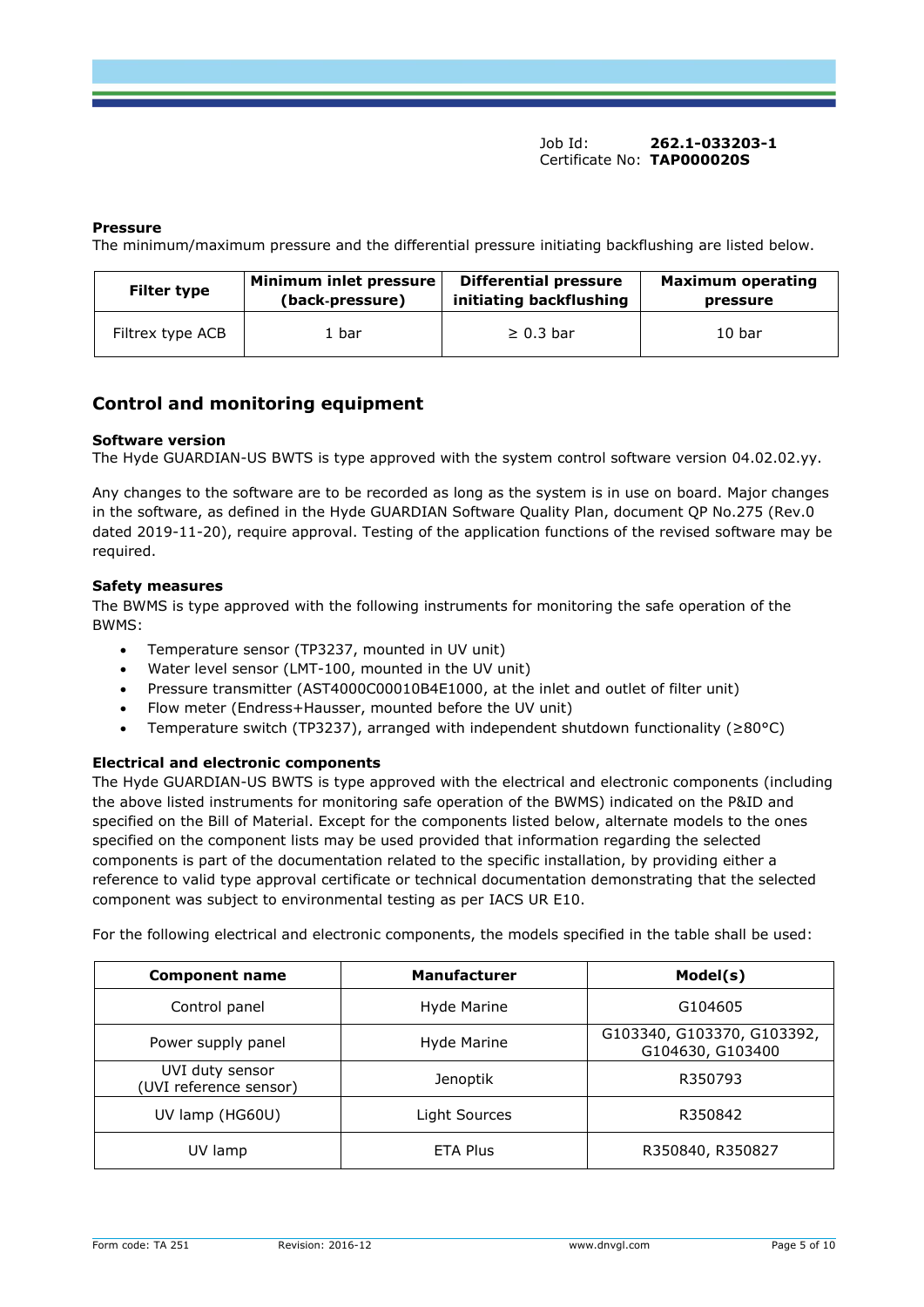Job Id: **262.1-033203-1**
Certificate No: **TAP000020S**

**Pressure**
The minimum/maximum pressure and the differential pressure initiating backflushing are listed below.

| Filter type | Minimum inlet pressure (back-pressure) | Differential pressure initiating backflushing | Maximum operating pressure |
|---|---|---|---|
| Filtrex type ACB | 1 bar | ≥ 0.3 bar | 10 bar |

## Control and monitoring equipment

**Software version**
The Hyde GUARDIAN-US BWTS is type approved with the system control software version 04.02.02.yy.

Any changes to the software are to be recorded as long as the system is in use on board. Major changes in the software, as defined in the Hyde GUARDIAN Software Quality Plan, document QP No.275 (Rev.0 dated 2019-11-20), require approval. Testing of the application functions of the revised software may be required.

**Safety measures**
The BWMS is type approved with the following instruments for monitoring the safe operation of the BWMS:

- Temperature sensor (TP3237, mounted in UV unit)
- Water level sensor (LMT-100, mounted in the UV unit)
- Pressure transmitter (AST4000C00010B4E1000, at the inlet and outlet of filter unit)
- Flow meter (Endress+Hausser, mounted before the UV unit)
- Temperature switch (TP3237), arranged with independent shutdown functionality (≥80°C)

**Electrical and electronic components**
The Hyde GUARDIAN-US BWTS is type approved with the electrical and electronic components (including the above listed instruments for monitoring safe operation of the BWMS) indicated on the P&ID and specified on the Bill of Material. Except for the components listed below, alternate models to the ones specified on the component lists may be used provided that information regarding the selected components is part of the documentation related to the specific installation, by providing either a reference to valid type approval certificate or technical documentation demonstrating that the selected component was subject to environmental testing as per IACS UR E10.

For the following electrical and electronic components, the models specified in the table shall be used:

| Component name | Manufacturer | Model(s) |
|---|---|---|
| Control panel | Hyde Marine | G104605 |
| Power supply panel | Hyde Marine | G103340, G103370, G103392, G104630, G103400 |
| UVI duty sensor (UVI reference sensor) | Jenoptik | R350793 |
| UV lamp (HG60U) | Light Sources | R350842 |
| UV lamp | ETA Plus | R350840, R350827 |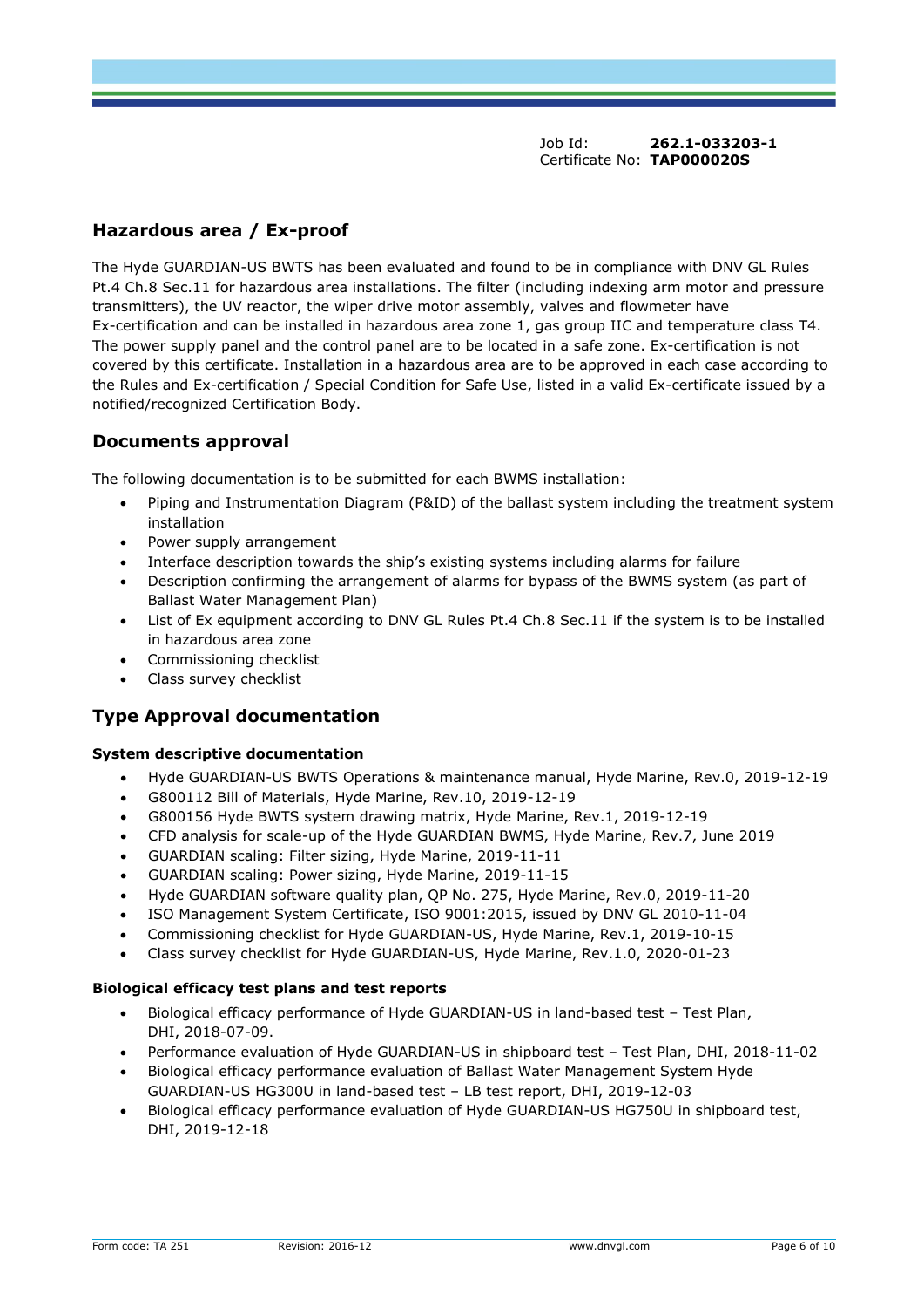Job Id: **262.1-033203-1**
Certificate No: **TAP000020S**

## Hazardous area / Ex-proof

The Hyde GUARDIAN-US BWTS has been evaluated and found to be in compliance with DNV GL Rules Pt.4 Ch.8 Sec.11 for hazardous area installations. The filter (including indexing arm motor and pressure transmitters), the UV reactor, the wiper drive motor assembly, valves and flowmeter have Ex-certification and can be installed in hazardous area zone 1, gas group IIC and temperature class T4. The power supply panel and the control panel are to be located in a safe zone. Ex-certification is not covered by this certificate. Installation in a hazardous area are to be approved in each case according to the Rules and Ex-certification / Special Condition for Safe Use, listed in a valid Ex-certificate issued by a notified/recognized Certification Body.

## Documents approval

The following documentation is to be submitted for each BWMS installation:

- Piping and Instrumentation Diagram (P&ID) of the ballast system including the treatment system installation
- Power supply arrangement
- Interface description towards the ship's existing systems including alarms for failure
- Description confirming the arrangement of alarms for bypass of the BWMS system (as part of Ballast Water Management Plan)
- List of Ex equipment according to DNV GL Rules Pt.4 Ch.8 Sec.11 if the system is to be installed in hazardous area zone
- Commissioning checklist
- Class survey checklist

## Type Approval documentation

### System descriptive documentation

- Hyde GUARDIAN-US BWTS Operations & maintenance manual, Hyde Marine, Rev.0, 2019-12-19
- G800112 Bill of Materials, Hyde Marine, Rev.10, 2019-12-19
- G800156 Hyde BWTS system drawing matrix, Hyde Marine, Rev.1, 2019-12-19
- CFD analysis for scale-up of the Hyde GUARDIAN BWMS, Hyde Marine, Rev.7, June 2019
- GUARDIAN scaling: Filter sizing, Hyde Marine, 2019-11-11
- GUARDIAN scaling: Power sizing, Hyde Marine, 2019-11-15
- Hyde GUARDIAN software quality plan, QP No. 275, Hyde Marine, Rev.0, 2019-11-20
- ISO Management System Certificate, ISO 9001:2015, issued by DNV GL 2010-11-04
- Commissioning checklist for Hyde GUARDIAN-US, Hyde Marine, Rev.1, 2019-10-15
- Class survey checklist for Hyde GUARDIAN-US, Hyde Marine, Rev.1.0, 2020-01-23

### Biological efficacy test plans and test reports

- Biological efficacy performance of Hyde GUARDIAN-US in land-based test – Test Plan, DHI, 2018-07-09.
- Performance evaluation of Hyde GUARDIAN-US in shipboard test – Test Plan, DHI, 2018-11-02
- Biological efficacy performance evaluation of Ballast Water Management System Hyde GUARDIAN-US HG300U in land-based test – LB test report, DHI, 2019-12-03
- Biological efficacy performance evaluation of Hyde GUARDIAN-US HG750U in shipboard test, DHI, 2019-12-18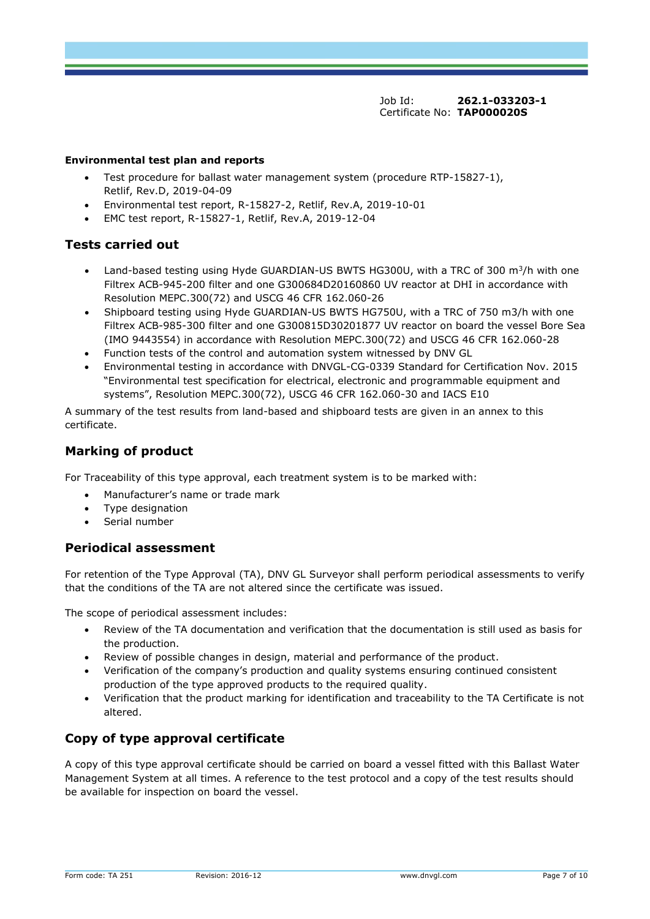Job Id: **262.1-033203-1**
Certificate No: **TAP000020S**

**Environmental test plan and reports**

- Test procedure for ballast water management system (procedure RTP-15827-1), Retlif, Rev.D, 2019-04-09
- Environmental test report, R-15827-2, Retlif, Rev.A, 2019-10-01
- EMC test report, R-15827-1, Retlif, Rev.A, 2019-12-04

## Tests carried out

- Land-based testing using Hyde GUARDIAN-US BWTS HG300U, with a TRC of 300 $m^3$/h with one Filtrex ACB-945-200 filter and one G300684D20160860 UV reactor at DHI in accordance with Resolution MEPC.300(72) and USCG 46 CFR 162.060-26
- Shipboard testing using Hyde GUARDIAN-US BWTS HG750U, with a TRC of 750 m3/h with one Filtrex ACB-985-300 filter and one G300815D30201877 UV reactor on board the vessel Bore Sea (IMO 9443554) in accordance with Resolution MEPC.300(72) and USCG 46 CFR 162.060-28
- Function tests of the control and automation system witnessed by DNV GL
- Environmental testing in accordance with DNVGL-CG-0339 Standard for Certification Nov. 2015 "Environmental test specification for electrical, electronic and programmable equipment and systems", Resolution MEPC.300(72), USCG 46 CFR 162.060-30 and IACS E10

A summary of the test results from land-based and shipboard tests are given in an annex to this certificate.

## Marking of product

For Traceability of this type approval, each treatment system is to be marked with:

- Manufacturer's name or trade mark
- Type designation
- Serial number

## Periodical assessment

For retention of the Type Approval (TA), DNV GL Surveyor shall perform periodical assessments to verify that the conditions of the TA are not altered since the certificate was issued.

The scope of periodical assessment includes:

- Review of the TA documentation and verification that the documentation is still used as basis for the production.
- Review of possible changes in design, material and performance of the product.
- Verification of the company's production and quality systems ensuring continued consistent production of the type approved products to the required quality.
- Verification that the product marking for identification and traceability to the TA Certificate is not altered.

## Copy of type approval certificate

A copy of this type approval certificate should be carried on board a vessel fitted with this Ballast Water Management System at all times. A reference to the test protocol and a copy of the test results should be available for inspection on board the vessel.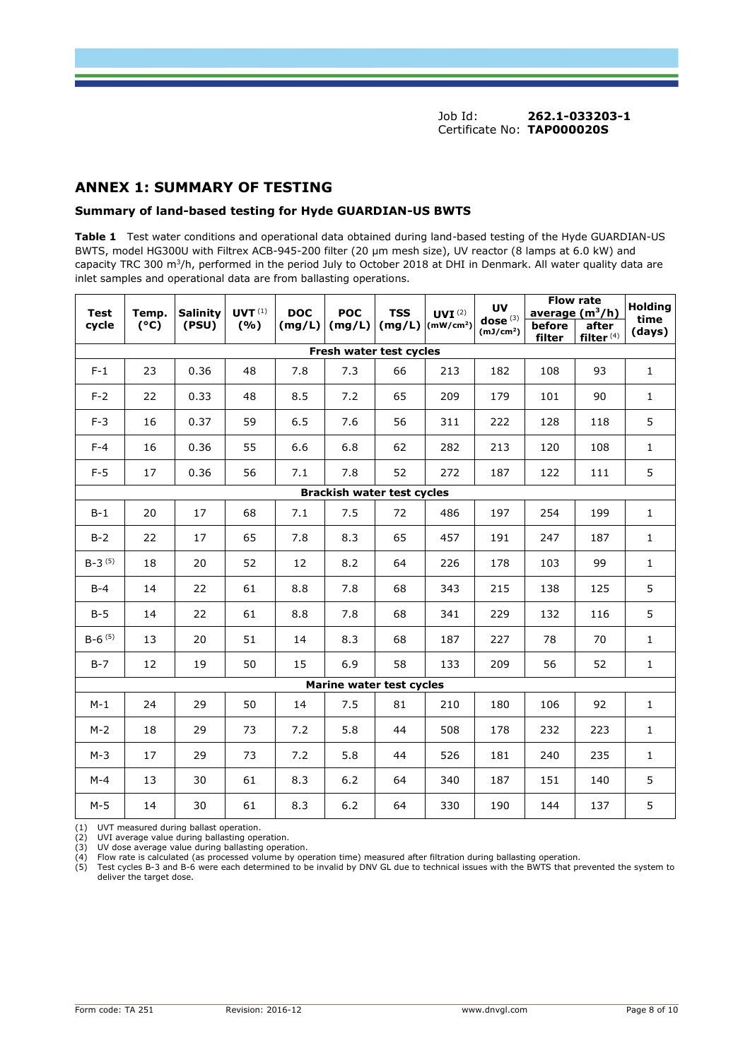Job Id: **262.1-033203-1**
Certificate No: **TAP000020S**

## ANNEX 1: SUMMARY OF TESTING

### Summary of land-based testing for Hyde GUARDIAN-US BWTS

**Table 1** Test water conditions and operational data obtained during land-based testing of the Hyde GUARDIAN-US BWTS, model HG300U with Filtrex ACB-945-200 filter (20 µm mesh size), UV reactor (8 lamps at 6.0 kW) and capacity TRC 300 $m^3/h$, performed in the period July to October 2018 at DHI in Denmark. All water quality data are inlet samples and operational data are from ballasting operations.

| Test cycle | Temp. (°C) | Salinity (PSU) | UVT (1) (%) | DOC (mg/L) | POC (mg/L) | TSS (mg/L) | UVI (2) ($mW/cm^2$) | UV dose (3) ($mJ/cm^2$) | Flow rate average ($m^3/h$) | | Holding time (days) |
|---|---|---|---|---|---|---|---|---|---|---|---|
| | | | | | | | | | before filter | after filter (4) | |
| **Fresh water test cycles** | | | | | | | | | | | |
| F-1 | 23 | 0.36 | 48 | 7.8 | 7.3 | 66 | 213 | 182 | 108 | 93 | 1 |
| F-2 | 22 | 0.33 | 48 | 8.5 | 7.2 | 65 | 209 | 179 | 101 | 90 | 1 |
| F-3 | 16 | 0.37 | 59 | 6.5 | 7.6 | 56 | 311 | 222 | 128 | 118 | 5 |
| F-4 | 16 | 0.36 | 55 | 6.6 | 6.8 | 62 | 282 | 213 | 120 | 108 | 1 |
| F-5 | 17 | 0.36 | 56 | 7.1 | 7.8 | 52 | 272 | 187 | 122 | 111 | 5 |
| **Brackish water test cycles** | | | | | | | | | | | |
| B-1 | 20 | 17 | 68 | 7.1 | 7.5 | 72 | 486 | 197 | 254 | 199 | 1 |
| B-2 | 22 | 17 | 65 | 7.8 | 8.3 | 65 | 457 | 191 | 247 | 187 | 1 |
| B-3 (5) | 18 | 20 | 52 | 12 | 8.2 | 64 | 226 | 178 | 103 | 99 | 1 |
| B-4 | 14 | 22 | 61 | 8.8 | 7.8 | 68 | 343 | 215 | 138 | 125 | 5 |
| B-5 | 14 | 22 | 61 | 8.8 | 7.8 | 68 | 341 | 229 | 132 | 116 | 5 |
| B-6 (5) | 13 | 20 | 51 | 14 | 8.3 | 68 | 187 | 227 | 78 | 70 | 1 |
| B-7 | 12 | 19 | 50 | 15 | 6.9 | 58 | 133 | 209 | 56 | 52 | 1 |
| **Marine water test cycles** | | | | | | | | | | | |
| M-1 | 24 | 29 | 50 | 14 | 7.5 | 81 | 210 | 180 | 106 | 92 | 1 |
| M-2 | 18 | 29 | 73 | 7.2 | 5.8 | 44 | 508 | 178 | 232 | 223 | 1 |
| M-3 | 17 | 29 | 73 | 7.2 | 5.8 | 44 | 526 | 181 | 240 | 235 | 1 |
| M-4 | 13 | 30 | 61 | 8.3 | 6.2 | 64 | 340 | 187 | 151 | 140 | 5 |
| M-5 | 14 | 30 | 61 | 8.3 | 6.2 | 64 | 330 | 190 | 144 | 137 | 5 |

(1) UVT measured during ballast operation.
(2) UVI average value during ballasting operation.
(3) UV dose average value during ballasting operation.
(4) Flow rate is calculated (as processed volume by operation time) measured after filtration during ballasting operation.
(5) Test cycles B-3 and B-6 were each determined to be invalid by DNV GL due to technical issues with the BWTS that prevented the system to deliver the target dose.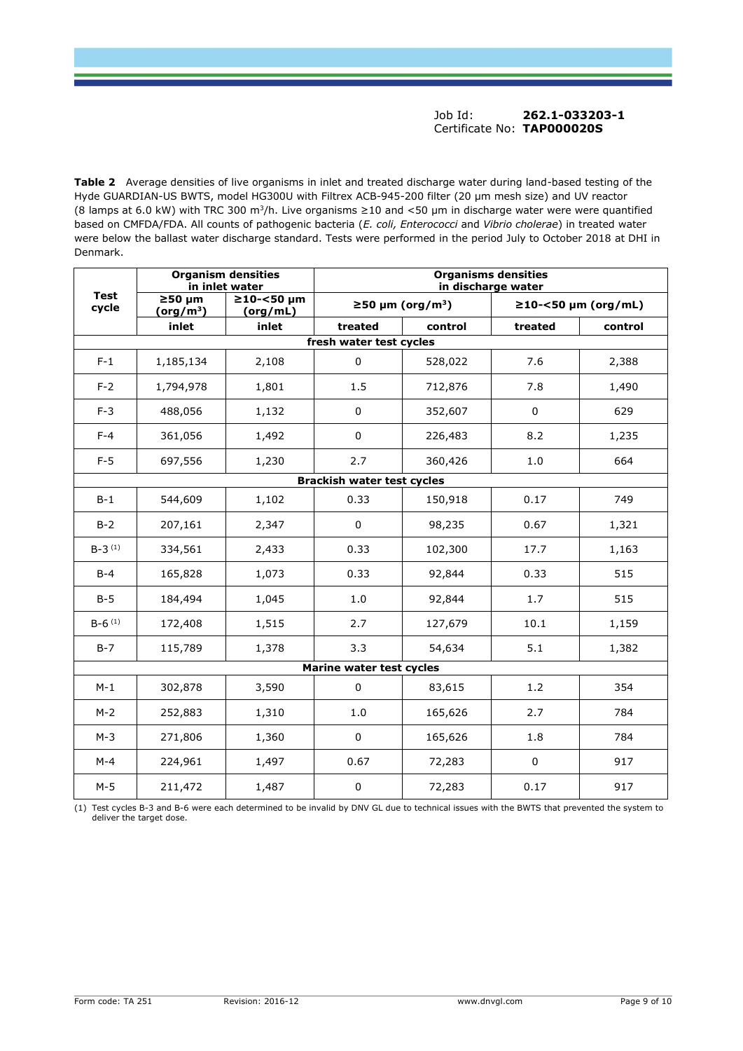Job Id: **262.1-033203-1**
Certificate No: **TAP000020S**

**Table 2** Average densities of live organisms in inlet and treated discharge water during land-based testing of the Hyde GUARDIAN-US BWTS, model HG300U with Filtrex ACB-945-200 filter (20 µm mesh size) and UV reactor (8 lamps at 6.0 kW) with TRC 300 $m^3$/h. Live organisms ≥10 and <50 µm in discharge water were were quantified based on CMFDA/FDA. All counts of pathogenic bacteria (*E. coli, Enterococci* and *Vibrio cholerae*) in treated water were below the ballast water discharge standard. Tests were performed in the period July to October 2018 at DHI in Denmark.

| Test cycle | Organism densities in inlet water | | Organisms densities in discharge water | | | |
|---|---|---|---|---|---|---|
| | ≥50 µm (org/$m^3$) | ≥10-<50 µm (org/mL) | ≥50 µm (org/$m^3$) | | ≥10-<50 µm (org/mL) | |
| | inlet | inlet | treated | control | treated | control |
| **fresh water test cycles** | | | | | | |
| F-1 | 1,185,134 | 2,108 | 0 | 528,022 | 7.6 | 2,388 |
| F-2 | 1,794,978 | 1,801 | 1.5 | 712,876 | 7.8 | 1,490 |
| F-3 | 488,056 | 1,132 | 0 | 352,607 | 0 | 629 |
| F-4 | 361,056 | 1,492 | 0 | 226,483 | 8.2 | 1,235 |
| F-5 | 697,556 | 1,230 | 2.7 | 360,426 | 1.0 | 664 |
| **Brackish water test cycles** | | | | | | |
| B-1 | 544,609 | 1,102 | 0.33 | 150,918 | 0.17 | 749 |
| B-2 | 207,161 | 2,347 | 0 | 98,235 | 0.67 | 1,321 |
| B-3 (1) | 334,561 | 2,433 | 0.33 | 102,300 | 17.7 | 1,163 |
| B-4 | 165,828 | 1,073 | 0.33 | 92,844 | 0.33 | 515 |
| B-5 | 184,494 | 1,045 | 1.0 | 92,844 | 1.7 | 515 |
| B-6 (1) | 172,408 | 1,515 | 2.7 | 127,679 | 10.1 | 1,159 |
| B-7 | 115,789 | 1,378 | 3.3 | 54,634 | 5.1 | 1,382 |
| **Marine water test cycles** | | | | | | |
| M-1 | 302,878 | 3,590 | 0 | 83,615 | 1.2 | 354 |
| M-2 | 252,883 | 1,310 | 1.0 | 165,626 | 2.7 | 784 |
| M-3 | 271,806 | 1,360 | 0 | 165,626 | 1.8 | 784 |
| M-4 | 224,961 | 1,497 | 0.67 | 72,283 | 0 | 917 |
| M-5 | 211,472 | 1,487 | 0 | 72,283 | 0.17 | 917 |

(1) Test cycles B-3 and B-6 were each determined to be invalid by DNV GL due to technical issues with the BWTS that prevented the system to deliver the target dose.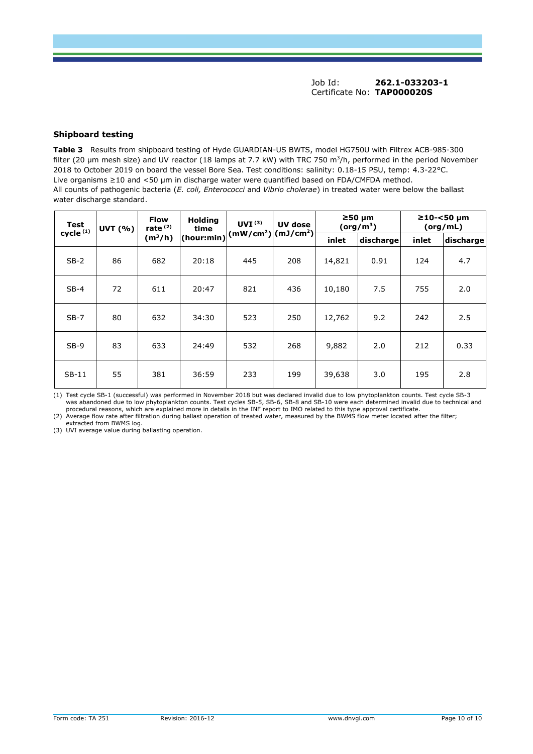Job Id: **262.1-033203-1**
Certificate No: **TAP000020S**

### Shipboard testing

**Table 3** Results from shipboard testing of Hyde GUARDIAN-US BWTS, model HG750U with Filtrex ACB-985-300 filter (20 µm mesh size) and UV reactor (18 lamps at 7.7 kW) with TRC 750 $m^3$/h, performed in the period November 2018 to October 2019 on board the vessel Bore Sea. Test conditions: salinity: 0.18-15 PSU, temp: 4.3-22°C. Live organisms ≥10 and <50 µm in discharge water were quantified based on FDA/CMFDA method. All counts of pathogenic bacteria (*E. coli, Enterococci* and *Vibrio cholerae*) in treated water were below the ballast water discharge standard.

| Test cycle (1) | UVT (%) | Flow rate (2) ($m^3$/h) | Holding time (hour:min) | UVI (3) (mW/$cm^2$) | UV dose (mJ/$cm^2$) | ≥50 µm (org/$m^3$) | | ≥10-<50 µm (org/mL) | |
|---|---|---|---|---|---|---|---|---|---|
| | | | | | | inlet | discharge | inlet | discharge |
| SB-2 | 86 | 682 | 20:18 | 445 | 208 | 14,821 | 0.91 | 124 | 4.7 |
| SB-4 | 72 | 611 | 20:47 | 821 | 436 | 10,180 | 7.5 | 755 | 2.0 |
| SB-7 | 80 | 632 | 34:30 | 523 | 250 | 12,762 | 9.2 | 242 | 2.5 |
| SB-9 | 83 | 633 | 24:49 | 532 | 268 | 9,882 | 2.0 | 212 | 0.33 |
| SB-11 | 55 | 381 | 36:59 | 233 | 199 | 39,638 | 3.0 | 195 | 2.8 |

(1) Test cycle SB-1 (successful) was performed in November 2018 but was declared invalid due to low phytoplankton counts. Test cycle SB-3 was abandoned due to low phytoplankton counts. Test cycles SB-5, SB-6, SB-8 and SB-10 were each determined invalid due to technical and procedural reasons, which are explained more in details in the INF report to IMO related to this type approval certificate.

(2) Average flow rate after filtration during ballast operation of treated water, measured by the BWMS flow meter located after the filter; extracted from BWMS log.

(3) UVI average value during ballasting operation.